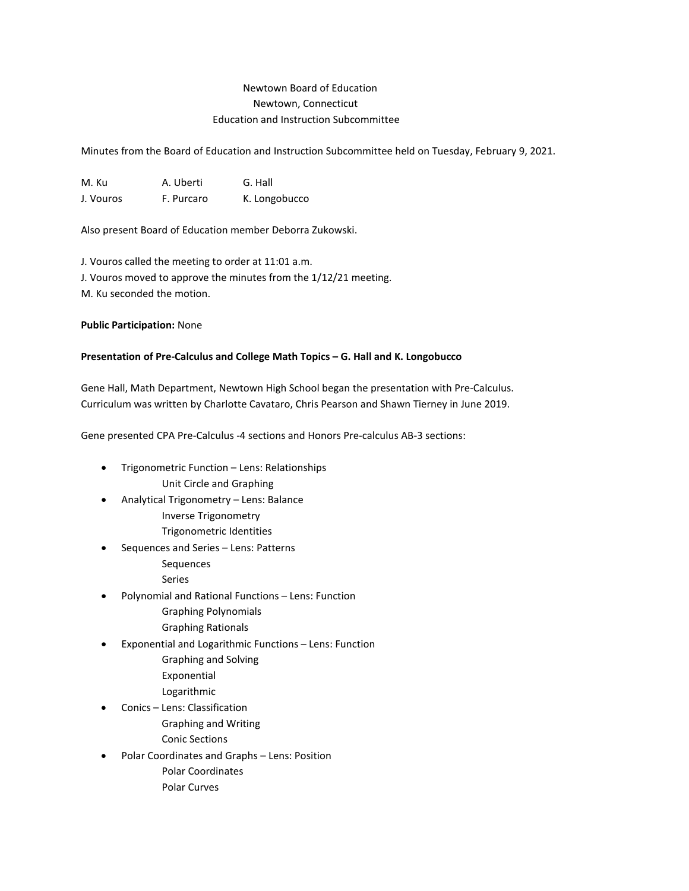Newtown Board of Education
Newtown, Connecticut
Education and Instruction Subcommittee

Minutes from the Board of Education and Instruction Subcommittee held on Tuesday, February 9, 2021.

| | | |
|---|---|---|
| M. Ku | A. Uberti | G. Hall |
| J. Vouros | F. Purcaro | K. Longobucco |

Also present Board of Education member Deborra Zukowski.

J. Vouros called the meeting to order at 11:01 a.m.
J. Vouros moved to approve the minutes from the 1/12/21 meeting.
M. Ku seconded the motion.

**Public Participation:** None

**Presentation of Pre-Calculus and College Math Topics – G. Hall and K. Longobucco**

Gene Hall, Math Department, Newtown High School began the presentation with Pre-Calculus. Curriculum was written by Charlotte Cavataro, Chris Pearson and Shawn Tierney in June 2019.

Gene presented CPA Pre-Calculus -4 sections and Honors Pre-calculus AB-3 sections:

- Trigonometric Function – Lens: Relationships
  - Unit Circle and Graphing
- Analytical Trigonometry – Lens: Balance
  - Inverse Trigonometry
  - Trigonometric Identities
- Sequences and Series – Lens: Patterns
  - Sequences
  - Series
- Polynomial and Rational Functions – Lens: Function
  - Graphing Polynomials
  - Graphing Rationals
- Exponential and Logarithmic Functions – Lens: Function
  - Graphing and Solving
  - Exponential
  - Logarithmic
- Conics – Lens: Classification
  - Graphing and Writing
  - Conic Sections
- Polar Coordinates and Graphs – Lens: Position
  - Polar Coordinates
  - Polar Curves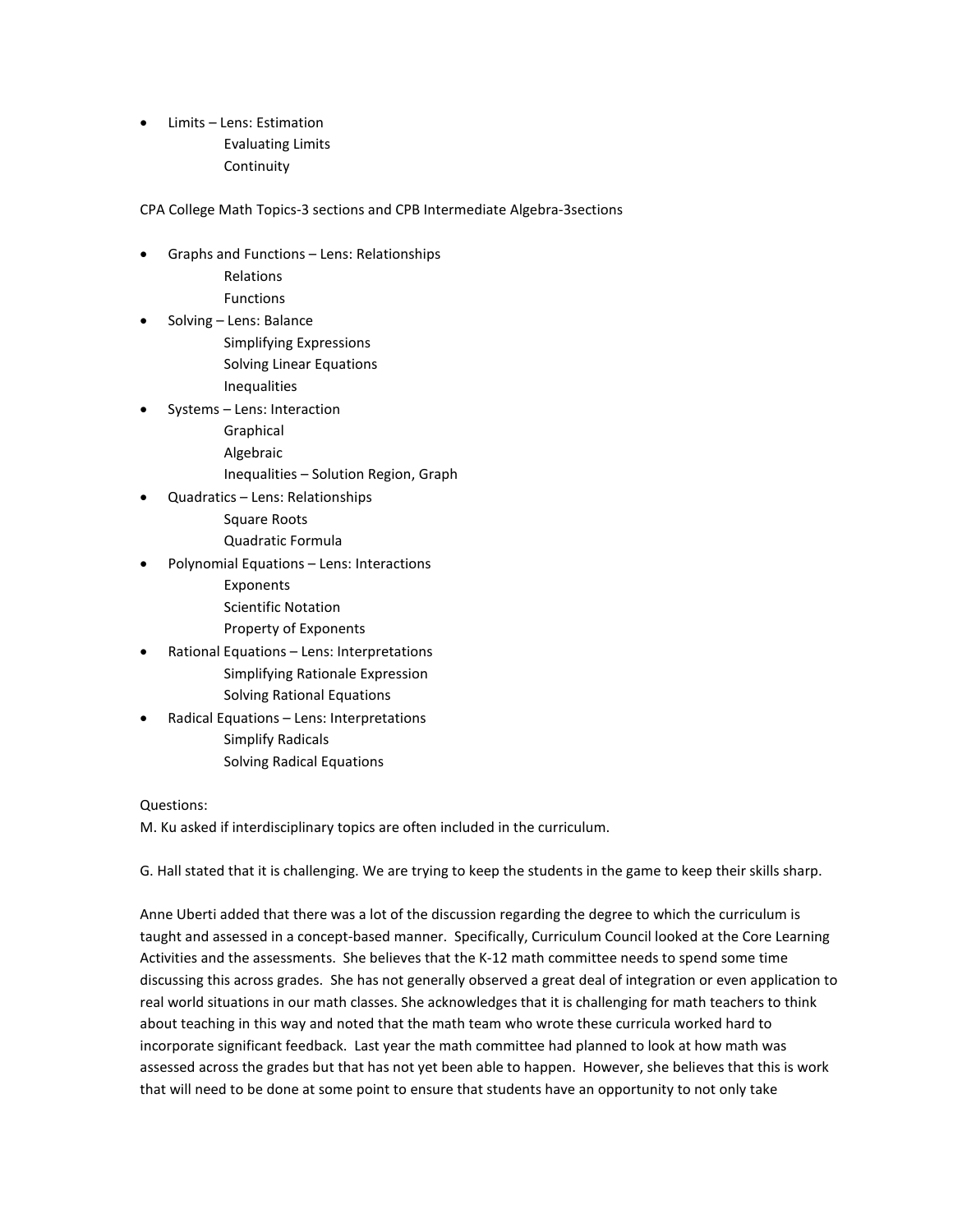- Limits – Lens: Estimation
  - Evaluating Limits
  - Continuity

CPA College Math Topics-3 sections and CPB Intermediate Algebra-3sections

- Graphs and Functions – Lens: Relationships
  - Relations
  - Functions
- Solving – Lens: Balance
  - Simplifying Expressions
  - Solving Linear Equations
  - Inequalities
- Systems – Lens: Interaction
  - Graphical
  - Algebraic
  - Inequalities – Solution Region, Graph
- Quadratics – Lens: Relationships
  - Square Roots
  - Quadratic Formula
- Polynomial Equations – Lens: Interactions
  - Exponents
  - Scientific Notation
  - Property of Exponents
- Rational Equations – Lens: Interpretations
  - Simplifying Rationale Expression
  - Solving Rational Equations
- Radical Equations – Lens: Interpretations
  - Simplify Radicals
  - Solving Radical Equations

Questions:
M. Ku asked if interdisciplinary topics are often included in the curriculum.

G. Hall stated that it is challenging. We are trying to keep the students in the game to keep their skills sharp.

Anne Uberti added that there was a lot of the discussion regarding the degree to which the curriculum is taught and assessed in a concept-based manner. Specifically, Curriculum Council looked at the Core Learning Activities and the assessments. She believes that the K-12 math committee needs to spend some time discussing this across grades. She has not generally observed a great deal of integration or even application to real world situations in our math classes. She acknowledges that it is challenging for math teachers to think about teaching in this way and noted that the math team who wrote these curricula worked hard to incorporate significant feedback. Last year the math committee had planned to look at how math was assessed across the grades but that has not yet been able to happen. However, she believes that this is work that will need to be done at some point to ensure that students have an opportunity to not only take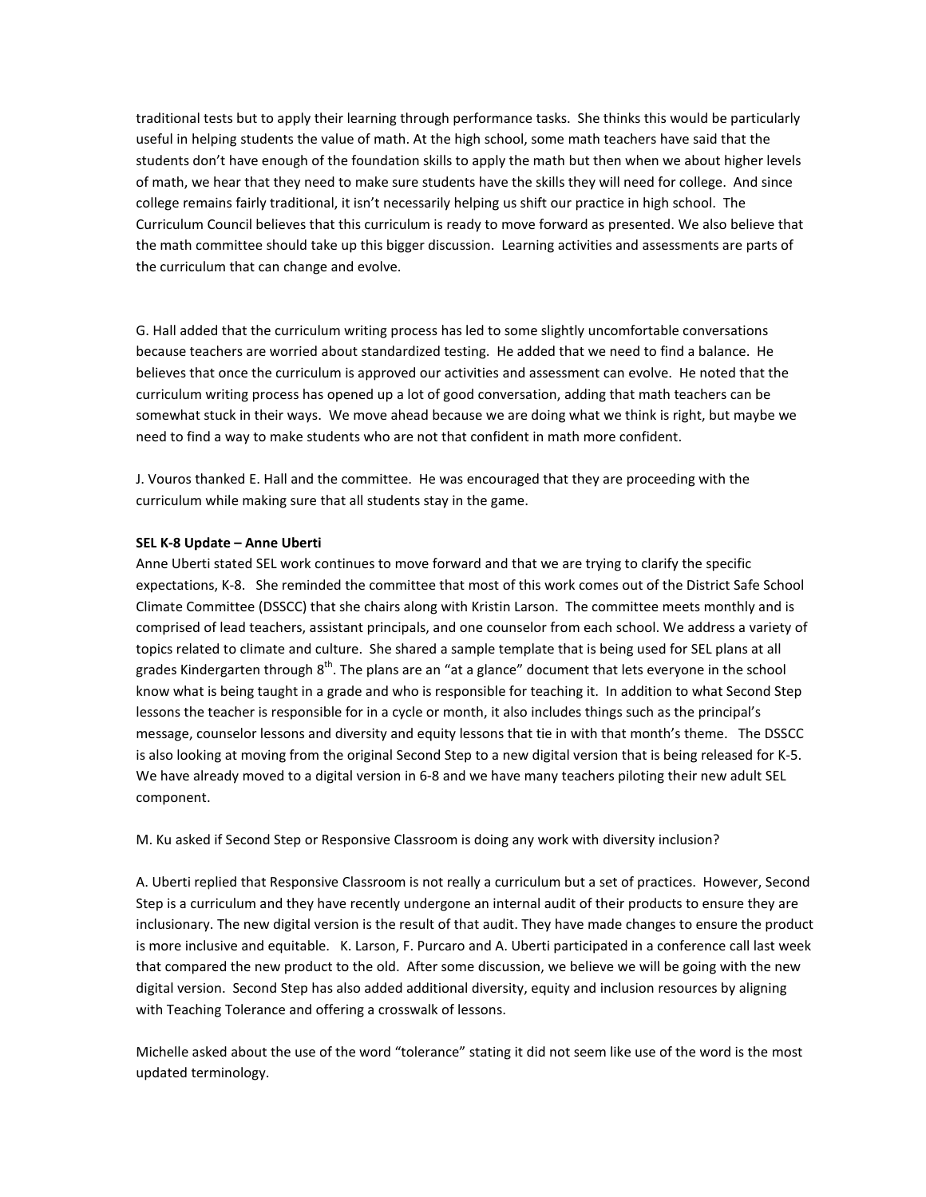traditional tests but to apply their learning through performance tasks. She thinks this would be particularly useful in helping students the value of math. At the high school, some math teachers have said that the students don't have enough of the foundation skills to apply the math but then when we about higher levels of math, we hear that they need to make sure students have the skills they will need for college. And since college remains fairly traditional, it isn't necessarily helping us shift our practice in high school. The Curriculum Council believes that this curriculum is ready to move forward as presented. We also believe that the math committee should take up this bigger discussion. Learning activities and assessments are parts of the curriculum that can change and evolve.

G. Hall added that the curriculum writing process has led to some slightly uncomfortable conversations because teachers are worried about standardized testing. He added that we need to find a balance. He believes that once the curriculum is approved our activities and assessment can evolve. He noted that the curriculum writing process has opened up a lot of good conversation, adding that math teachers can be somewhat stuck in their ways. We move ahead because we are doing what we think is right, but maybe we need to find a way to make students who are not that confident in math more confident.

J. Vouros thanked E. Hall and the committee. He was encouraged that they are proceeding with the curriculum while making sure that all students stay in the game.

**SEL K-8 Update – Anne Uberti**

Anne Uberti stated SEL work continues to move forward and that we are trying to clarify the specific expectations, K-8. She reminded the committee that most of this work comes out of the District Safe School Climate Committee (DSSCC) that she chairs along with Kristin Larson. The committee meets monthly and is comprised of lead teachers, assistant principals, and one counselor from each school. We address a variety of topics related to climate and culture. She shared a sample template that is being used for SEL plans at all grades Kindergarten through 8th. The plans are an "at a glance" document that lets everyone in the school know what is being taught in a grade and who is responsible for teaching it. In addition to what Second Step lessons the teacher is responsible for in a cycle or month, it also includes things such as the principal's message, counselor lessons and diversity and equity lessons that tie in with that month's theme. The DSSCC is also looking at moving from the original Second Step to a new digital version that is being released for K-5. We have already moved to a digital version in 6-8 and we have many teachers piloting their new adult SEL component.

M. Ku asked if Second Step or Responsive Classroom is doing any work with diversity inclusion?

A. Uberti replied that Responsive Classroom is not really a curriculum but a set of practices. However, Second Step is a curriculum and they have recently undergone an internal audit of their products to ensure they are inclusionary. The new digital version is the result of that audit. They have made changes to ensure the product is more inclusive and equitable. K. Larson, F. Purcaro and A. Uberti participated in a conference call last week that compared the new product to the old. After some discussion, we believe we will be going with the new digital version. Second Step has also added additional diversity, equity and inclusion resources by aligning with Teaching Tolerance and offering a crosswalk of lessons.

Michelle asked about the use of the word "tolerance" stating it did not seem like use of the word is the most updated terminology.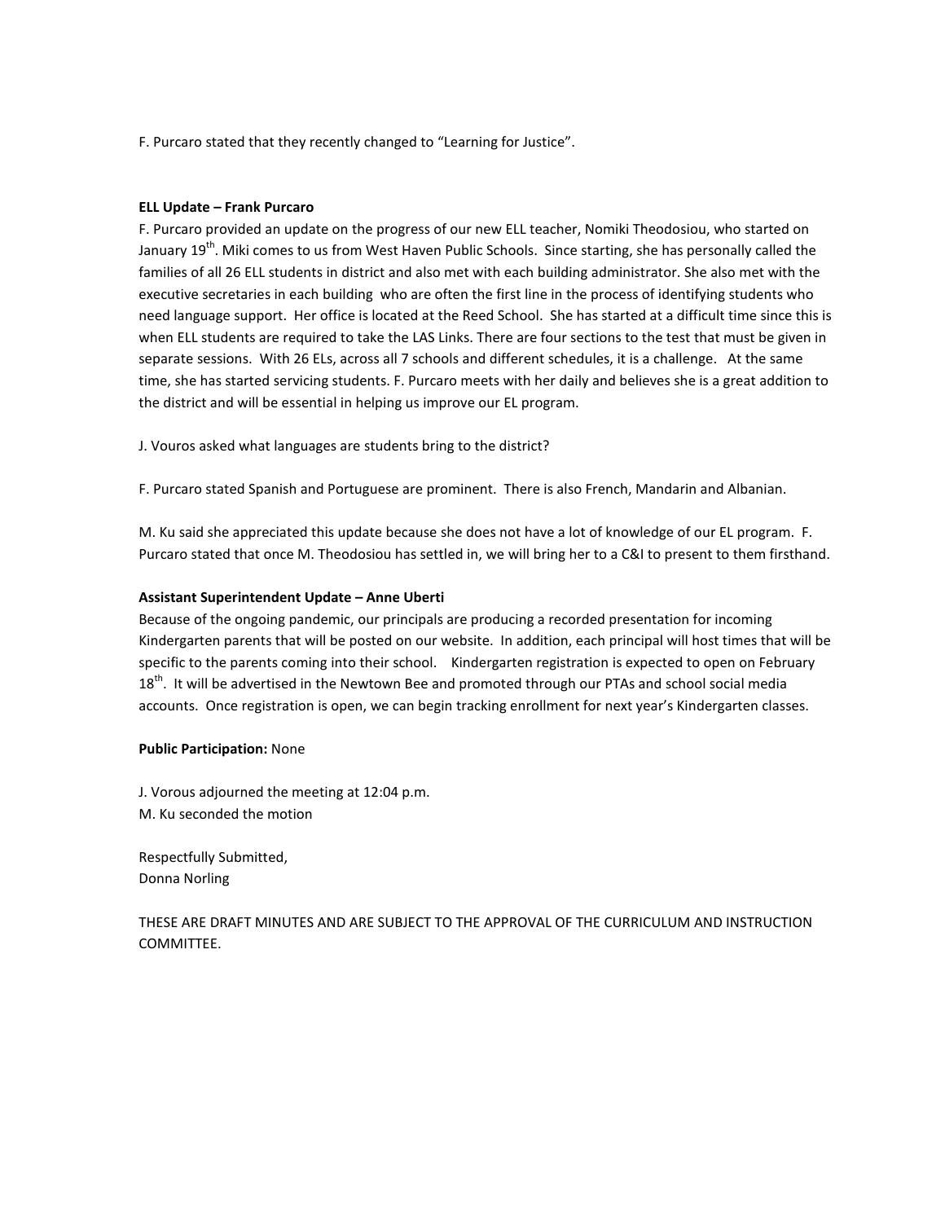F. Purcaro stated that they recently changed to “Learning for Justice”.

**ELL Update – Frank Purcaro**

F. Purcaro provided an update on the progress of our new ELL teacher, Nomiki Theodosiou, who started on January 19th. Miki comes to us from West Haven Public Schools. Since starting, she has personally called the families of all 26 ELL students in district and also met with each building administrator. She also met with the executive secretaries in each building who are often the first line in the process of identifying students who need language support. Her office is located at the Reed School. She has started at a difficult time since this is when ELL students are required to take the LAS Links. There are four sections to the test that must be given in separate sessions. With 26 ELs, across all 7 schools and different schedules, it is a challenge. At the same time, she has started servicing students. F. Purcaro meets with her daily and believes she is a great addition to the district and will be essential in helping us improve our EL program.

J. Vouros asked what languages are students bring to the district?

F. Purcaro stated Spanish and Portuguese are prominent. There is also French, Mandarin and Albanian.

M. Ku said she appreciated this update because she does not have a lot of knowledge of our EL program. F. Purcaro stated that once M. Theodosiou has settled in, we will bring her to a C&I to present to them firsthand.

**Assistant Superintendent Update – Anne Uberti**

Because of the ongoing pandemic, our principals are producing a recorded presentation for incoming Kindergarten parents that will be posted on our website. In addition, each principal will host times that will be specific to the parents coming into their school. Kindergarten registration is expected to open on February 18th. It will be advertised in the Newtown Bee and promoted through our PTAs and school social media accounts. Once registration is open, we can begin tracking enrollment for next year’s Kindergarten classes.

**Public Participation:** None

J. Vorous adjourned the meeting at 12:04 p.m.
M. Ku seconded the motion

Respectfully Submitted,
Donna Norling

THESE ARE DRAFT MINUTES AND ARE SUBJECT TO THE APPROVAL OF THE CURRICULUM AND INSTRUCTION COMMITTEE.